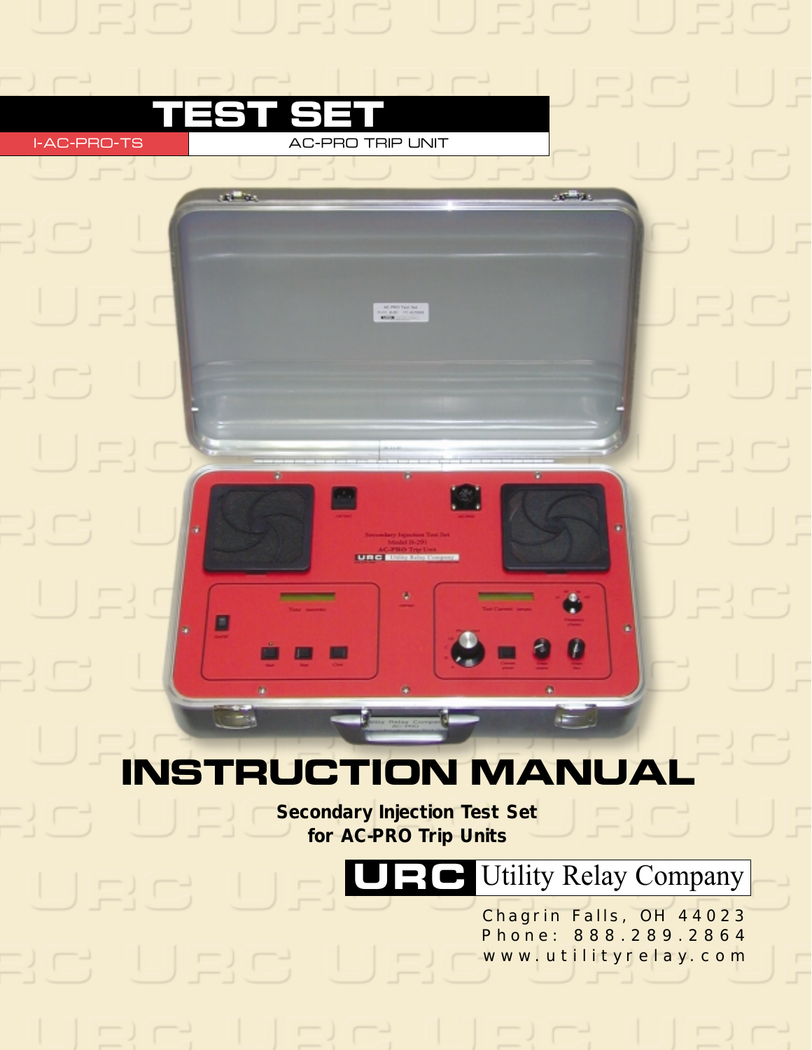# TEST SET

I-AC-PRO-TS

AC-PRO TRIP UNIT

# INSTRUCTION MANUAL

**Secondary Injection Test Set**
**for AC-PRO Trip Units**

URC Utility Relay Company

Chagrin Falls, OH 44023
Phone: 888.289.2864
www.utilityrelay.com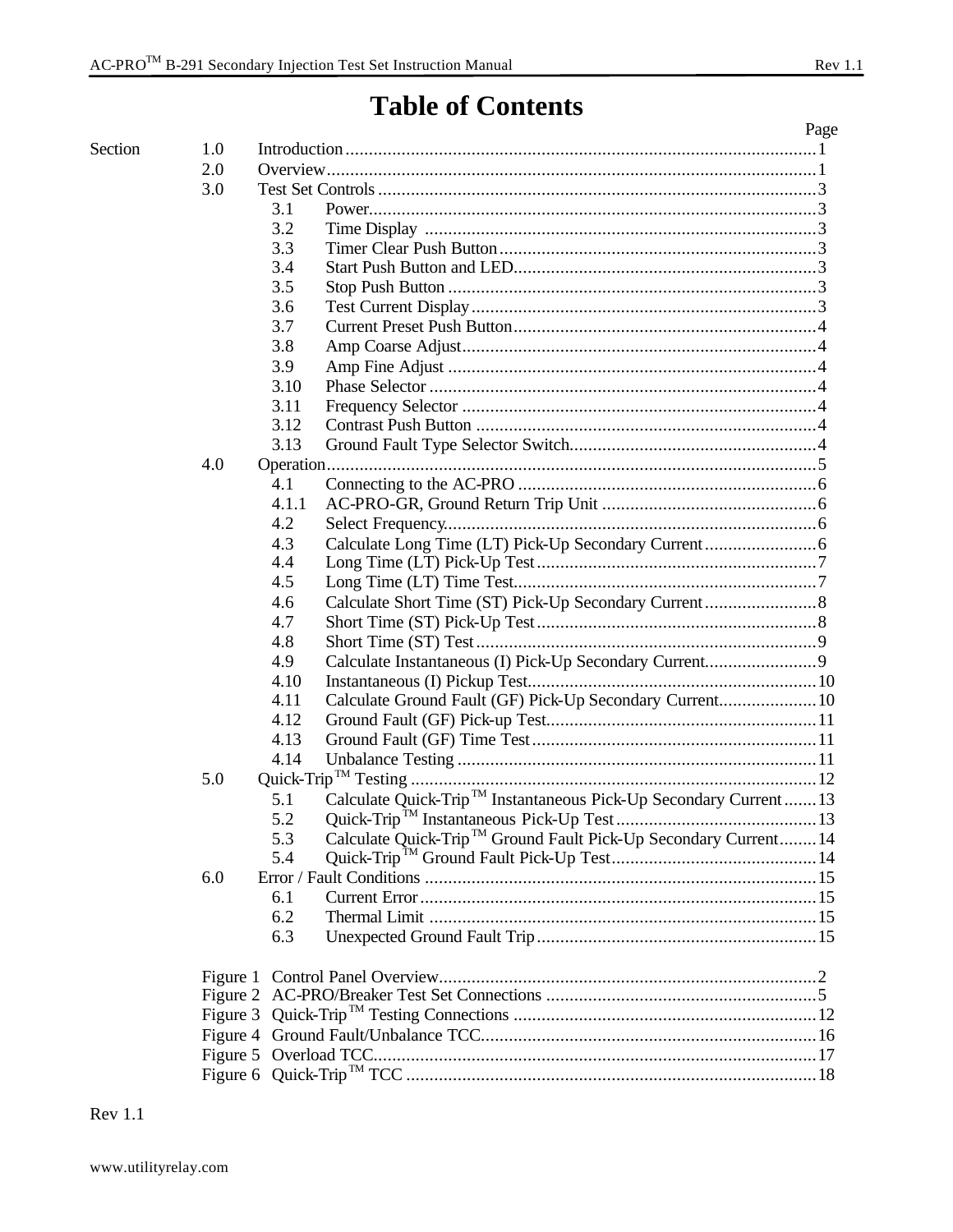# Table of Contents

| Section | | | Page |
|---|---|---|---|
| 1.0 | Introduction | | 1 |
| 2.0 | Overview | | 1 |
| 3.0 | Test Set Controls | | 3 |
| | 3.1 | Power | 3 |
| | 3.2 | Time Display | 3 |
| | 3.3 | Timer Clear Push Button | 3 |
| | 3.4 | Start Push Button and LED | 3 |
| | 3.5 | Stop Push Button | 3 |
| | 3.6 | Test Current Display | 3 |
| | 3.7 | Current Preset Push Button | 4 |
| | 3.8 | Amp Coarse Adjust | 4 |
| | 3.9 | Amp Fine Adjust | 4 |
| | 3.10 | Phase Selector | 4 |
| | 3.11 | Frequency Selector | 4 |
| | 3.12 | Contrast Push Button | 4 |
| | 3.13 | Ground Fault Type Selector Switch | 4 |
| 4.0 | Operation | | 5 |
| | 4.1 | Connecting to the AC-PRO | 6 |
| | 4.1.1 | AC-PRO-GR, Ground Return Trip Unit | 6 |
| | 4.2 | Select Frequency | 6 |
| | 4.3 | Calculate Long Time (LT) Pick-Up Secondary Current | 6 |
| | 4.4 | Long Time (LT) Pick-Up Test | 7 |
| | 4.5 | Long Time (LT) Time Test | 7 |
| | 4.6 | Calculate Short Time (ST) Pick-Up Secondary Current | 8 |
| | 4.7 | Short Time (ST) Pick-Up Test | 8 |
| | 4.8 | Short Time (ST) Test | 9 |
| | 4.9 | Calculate Instantaneous (I) Pick-Up Secondary Current | 9 |
| | 4.10 | Instantaneous (I) Pickup Test | 10 |
| | 4.11 | Calculate Ground Fault (GF) Pick-Up Secondary Current | 10 |
| | 4.12 | Ground Fault (GF) Pick-up Test | 11 |
| | 4.13 | Ground Fault (GF) Time Test | 11 |
| | 4.14 | Unbalance Testing | 11 |
| 5.0 | Quick-Trip™ Testing | | 12 |
| | 5.1 | Calculate Quick-Trip™ Instantaneous Pick-Up Secondary Current | 13 |
| | 5.2 | Quick-Trip™ Instantaneous Pick-Up Test | 13 |
| | 5.3 | Calculate Quick-Trip™ Ground Fault Pick-Up Secondary Current | 14 |
| | 5.4 | Quick-Trip™ Ground Fault Pick-Up Test | 14 |
| 6.0 | Error / Fault Conditions | | 15 |
| | 6.1 | Current Error | 15 |
| | 6.2 | Thermal Limit | 15 |
| | 6.3 | Unexpected Ground Fault Trip | 15 |

| Figure | | Page |
|---|---|---|
| Figure 1 | Control Panel Overview | 2 |
| Figure 2 | AC-PRO/Breaker Test Set Connections | 5 |
| Figure 3 | Quick-Trip™ Testing Connections | 12 |
| Figure 4 | Ground Fault/Unbalance TCC | 16 |
| Figure 5 | Overload TCC | 17 |
| Figure 6 | Quick-Trip™ TCC | 18 |

Rev 1.1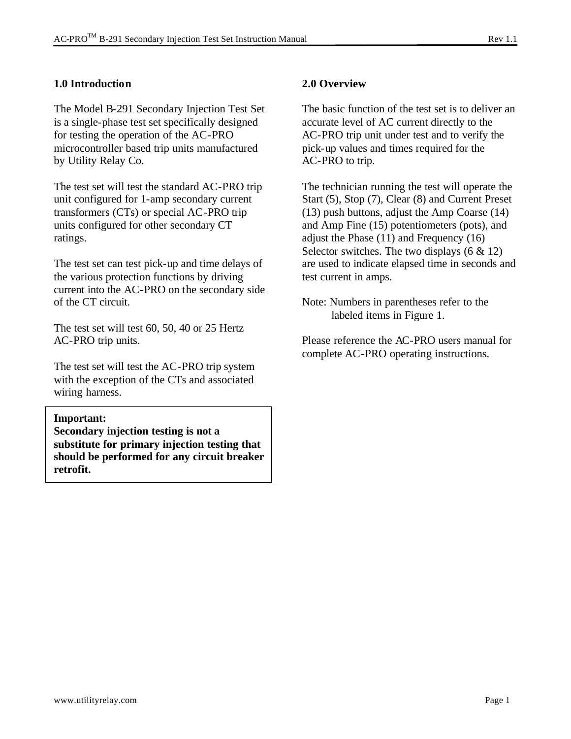## 1.0 Introduction

The Model B-291 Secondary Injection Test Set is a single-phase test set specifically designed for testing the operation of the AC-PRO microcontroller based trip units manufactured by Utility Relay Co.

The test set will test the standard AC-PRO trip unit configured for 1-amp secondary current transformers (CTs) or special AC-PRO trip units configured for other secondary CT ratings.

The test set can test pick-up and time delays of the various protection functions by driving current into the AC-PRO on the secondary side of the CT circuit.

The test set will test 60, 50, 40 or 25 Hertz AC-PRO trip units.

The test set will test the AC-PRO trip system with the exception of the CTs and associated wiring harness.

> **Important:**
> **Secondary injection testing is not a substitute for primary injection testing that should be performed for any circuit breaker retrofit.**

## 2.0 Overview

The basic function of the test set is to deliver an accurate level of AC current directly to the AC-PRO trip unit under test and to verify the pick-up values and times required for the AC-PRO to trip.

The technician running the test will operate the Start (5), Stop (7), Clear (8) and Current Preset (13) push buttons, adjust the Amp Coarse (14) and Amp Fine (15) potentiometers (pots), and adjust the Phase (11) and Frequency (16) Selector switches. The two displays (6 & 12) are used to indicate elapsed time in seconds and test current in amps.

Note: Numbers in parentheses refer to the labeled items in Figure 1.

Please reference the AC-PRO users manual for complete AC-PRO operating instructions.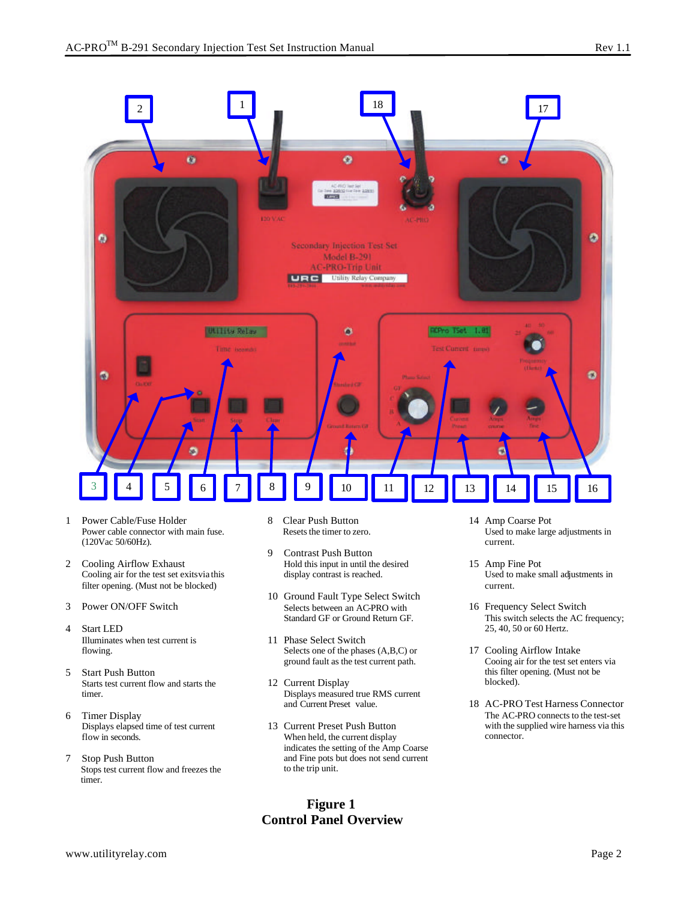1 Power Cable/Fuse Holder
Power cable connector with main fuse. (120Vac 50/60Hz).

2 Cooling Airflow Exhaust
Cooling air for the test set exits via this filter opening. (Must not be blocked)

3 Power ON/OFF Switch

4 Start LED
Illuminates when test current is flowing.

5 Start Push Button
Starts test current flow and starts the timer.

6 Timer Display
Displays elapsed time of test current flow in seconds.

7 Stop Push Button
Stops test current flow and freezes the timer.

8 Clear Push Button
Resets the timer to zero.

9 Contrast Push Button
Hold this input in until the desired display contrast is reached.

10 Ground Fault Type Select Switch
Selects between an AC-PRO with Standard GF or Ground Return GF.

11 Phase Select Switch
Selects one of the phases (A,B,C) or ground fault as the test current path.

12 Current Display
Displays measured true RMS current and Current Preset value.

13 Current Preset Push Button
When held, the current display indicates the setting of the Amp Coarse and Fine pots but does not send current to the trip unit.

14 Amp Coarse Pot
Used to make large adjustments in current.

15 Amp Fine Pot
Used to make small adjustments in current.

16 Frequency Select Switch
This switch selects the AC frequency; 25, 40, 50 or 60 Hertz.

17 Cooling Airflow Intake
Cooing air for the test set enters via this filter opening. (Must not be blocked).

18 AC-PRO Test Harness Connector
The AC-PRO connects to the test-set with the supplied wire harness via this connector.

**Figure 1**
**Control Panel Overview**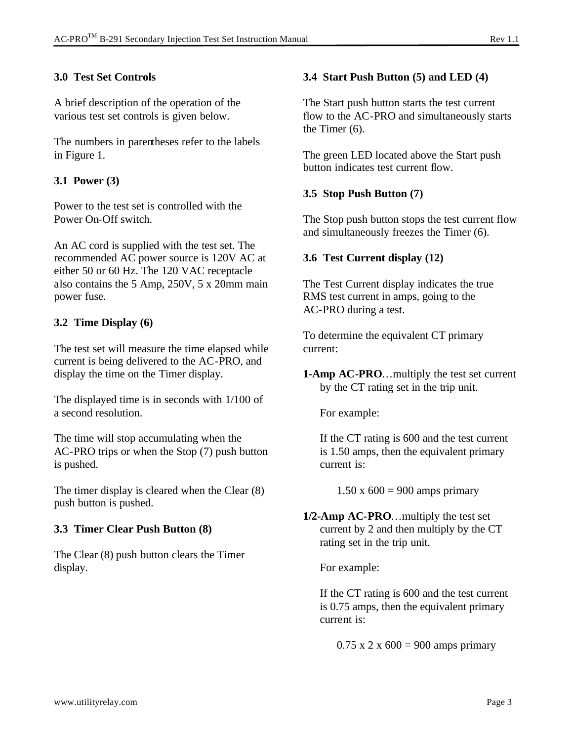## 3.0 Test Set Controls

A brief description of the operation of the various test set controls is given below.

The numbers in parentheses refer to the labels in Figure 1.

### 3.1 Power (3)

Power to the test set is controlled with the Power On-Off switch.

An AC cord is supplied with the test set. The recommended AC power source is 120V AC at either 50 or 60 Hz. The 120 VAC receptacle also contains the 5 Amp, 250V, 5 x 20mm main power fuse.

### 3.2 Time Display (6)

The test set will measure the time elapsed while current is being delivered to the AC-PRO, and display the time on the Timer display.

The displayed time is in seconds with 1/100 of a second resolution.

The time will stop accumulating when the AC-PRO trips or when the Stop (7) push button is pushed.

The timer display is cleared when the Clear (8) push button is pushed.

### 3.3 Timer Clear Push Button (8)

The Clear (8) push button clears the Timer display.

### 3.4 Start Push Button (5) and LED (4)

The Start push button starts the test current flow to the AC-PRO and simultaneously starts the Timer (6).

The green LED located above the Start push button indicates test current flow.

### 3.5 Stop Push Button (7)

The Stop push button stops the test current flow and simultaneously freezes the Timer (6).

### 3.6 Test Current display (12)

The Test Current display indicates the true RMS test current in amps, going to the AC-PRO during a test.

To determine the equivalent CT primary current:

**1-Amp AC-PRO**…multiply the test set current by the CT rating set in the trip unit.

For example:

If the CT rating is 600 and the test current is 1.50 amps, then the equivalent primary current is:

1.50 x 600 = 900 amps primary

**1/2-Amp AC-PRO**…multiply the test set current by 2 and then multiply by the CT rating set in the trip unit.

For example:

If the CT rating is 600 and the test current is 0.75 amps, then the equivalent primary current is:

0.75 x 2 x 600 = 900 amps primary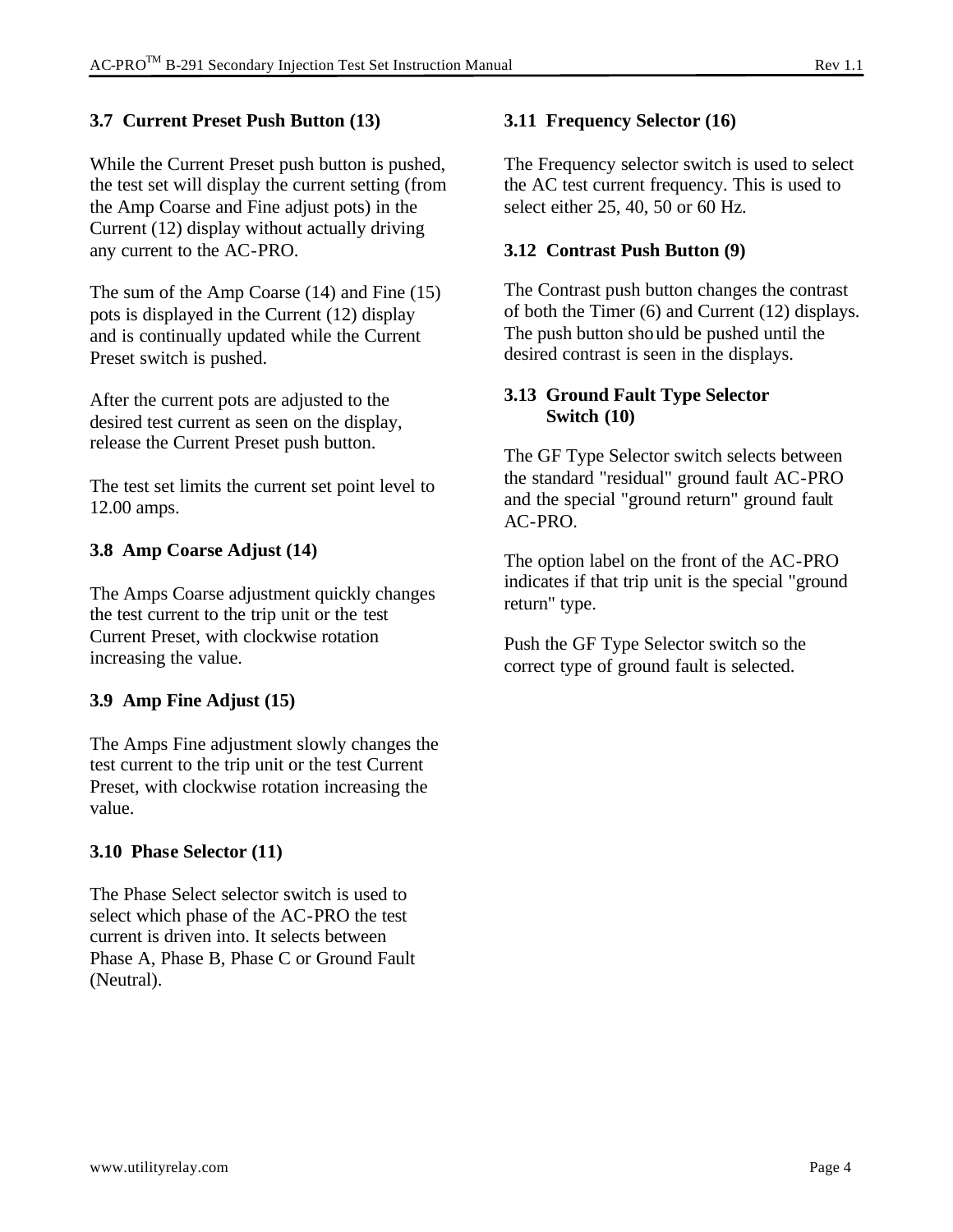### 3.7 Current Preset Push Button (13)

While the Current Preset push button is pushed, the test set will display the current setting (from the Amp Coarse and Fine adjust pots) in the Current (12) display without actually driving any current to the AC-PRO.

The sum of the Amp Coarse (14) and Fine (15) pots is displayed in the Current (12) display and is continually updated while the Current Preset switch is pushed.

After the current pots are adjusted to the desired test current as seen on the display, release the Current Preset push button.

The test set limits the current set point level to 12.00 amps.

### 3.8 Amp Coarse Adjust (14)

The Amps Coarse adjustment quickly changes the test current to the trip unit or the test Current Preset, with clockwise rotation increasing the value.

### 3.9 Amp Fine Adjust (15)

The Amps Fine adjustment slowly changes the test current to the trip unit or the test Current Preset, with clockwise rotation increasing the value.

### 3.10 Phase Selector (11)

The Phase Select selector switch is used to select which phase of the AC-PRO the test current is driven into. It selects between Phase A, Phase B, Phase C or Ground Fault (Neutral).

### 3.11 Frequency Selector (16)

The Frequency selector switch is used to select the AC test current frequency. This is used to select either 25, 40, 50 or 60 Hz.

### 3.12 Contrast Push Button (9)

The Contrast push button changes the contrast of both the Timer (6) and Current (12) displays. The push button should be pushed until the desired contrast is seen in the displays.

### 3.13 Ground Fault Type Selector Switch (10)

The GF Type Selector switch selects between the standard "residual" ground fault AC-PRO and the special "ground return" ground fault AC-PRO.

The option label on the front of the AC-PRO indicates if that trip unit is the special "ground return" type.

Push the GF Type Selector switch so the correct type of ground fault is selected.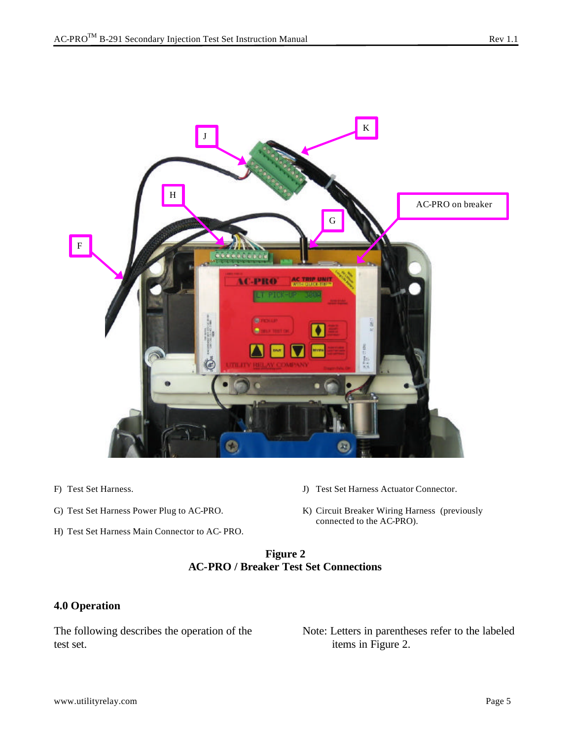F) Test Set Harness.

G) Test Set Harness Power Plug to AC-PRO.

H) Test Set Harness Main Connector to AC- PRO.

J) Test Set Harness Actuator Connector.

K) Circuit Breaker Wiring Harness (previously connected to the AC-PRO).

**Figure 2**
**AC-PRO / Breaker Test Set Connections**

## 4.0 Operation

The following describes the operation of the test set.

Note: Letters in parentheses refer to the labeled items in Figure 2.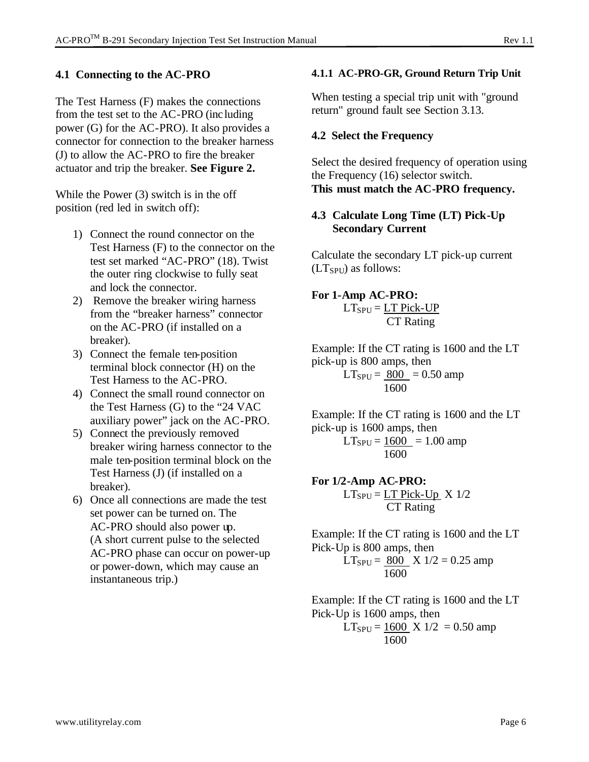### 4.1 Connecting to the AC-PRO

The Test Harness (F) makes the connections from the test set to the AC-PRO (including power (G) for the AC-PRO). It also provides a connector for connection to the breaker harness (J) to allow the AC-PRO to fire the breaker actuator and trip the breaker. **See Figure 2.**

While the Power (3) switch is in the off position (red led in switch off):

1) Connect the round connector on the Test Harness (F) to the connector on the test set marked "AC-PRO" (18). Twist the outer ring clockwise to fully seat and lock the connector.
2) Remove the breaker wiring harness from the "breaker harness" connector on the AC-PRO (if installed on a breaker).
3) Connect the female ten-position terminal block connector (H) on the Test Harness to the AC-PRO.
4) Connect the small round connector on the Test Harness (G) to the "24 VAC auxiliary power" jack on the AC-PRO.
5) Connect the previously removed breaker wiring harness connector to the male ten-position terminal block on the Test Harness (J) (if installed on a breaker).
6) Once all connections are made the test set power can be turned on. The AC-PRO should also power up. (A short current pulse to the selected AC-PRO phase can occur on power-up or power-down, which may cause an instantaneous trip.)

#### 4.1.1 AC-PRO-GR, Ground Return Trip Unit

When testing a special trip unit with "ground return" ground fault see Section 3.13.

### 4.2 Select the Frequency

Select the desired frequency of operation using the Frequency (16) selector switch.
**This must match the AC-PRO frequency.**

### 4.3 Calculate Long Time (LT) Pick-Up Secondary Current

Calculate the secondary LT pick-up current ($LT_{SPU}$) as follows:

**For 1-Amp AC-PRO:**

$$LT_{SPU} = \frac{\text{LT Pick-UP}}{\text{CT Rating}}$$

Example: If the CT rating is 1600 and the LT pick-up is 800 amps, then

$$LT_{SPU} = \frac{800}{1600} = 0.50 \text{ amp}$$

Example: If the CT rating is 1600 and the LT pick-up is 1600 amps, then

$$LT_{SPU} = \frac{1600}{1600} = 1.00 \text{ amp}$$

**For 1/2-Amp AC-PRO:**

$$LT_{SPU} = \frac{\text{LT Pick-Up}}{\text{CT Rating}} \text{ X } 1/2$$

Example: If the CT rating is 1600 and the LT Pick-Up is 800 amps, then

$$LT_{SPU} = \frac{800}{1600} \text{ X } 1/2 = 0.25 \text{ amp}$$

Example: If the CT rating is 1600 and the LT Pick-Up is 1600 amps, then

$$LT_{SPU} = \frac{1600}{1600} \text{ X } 1/2 = 0.50 \text{ amp}$$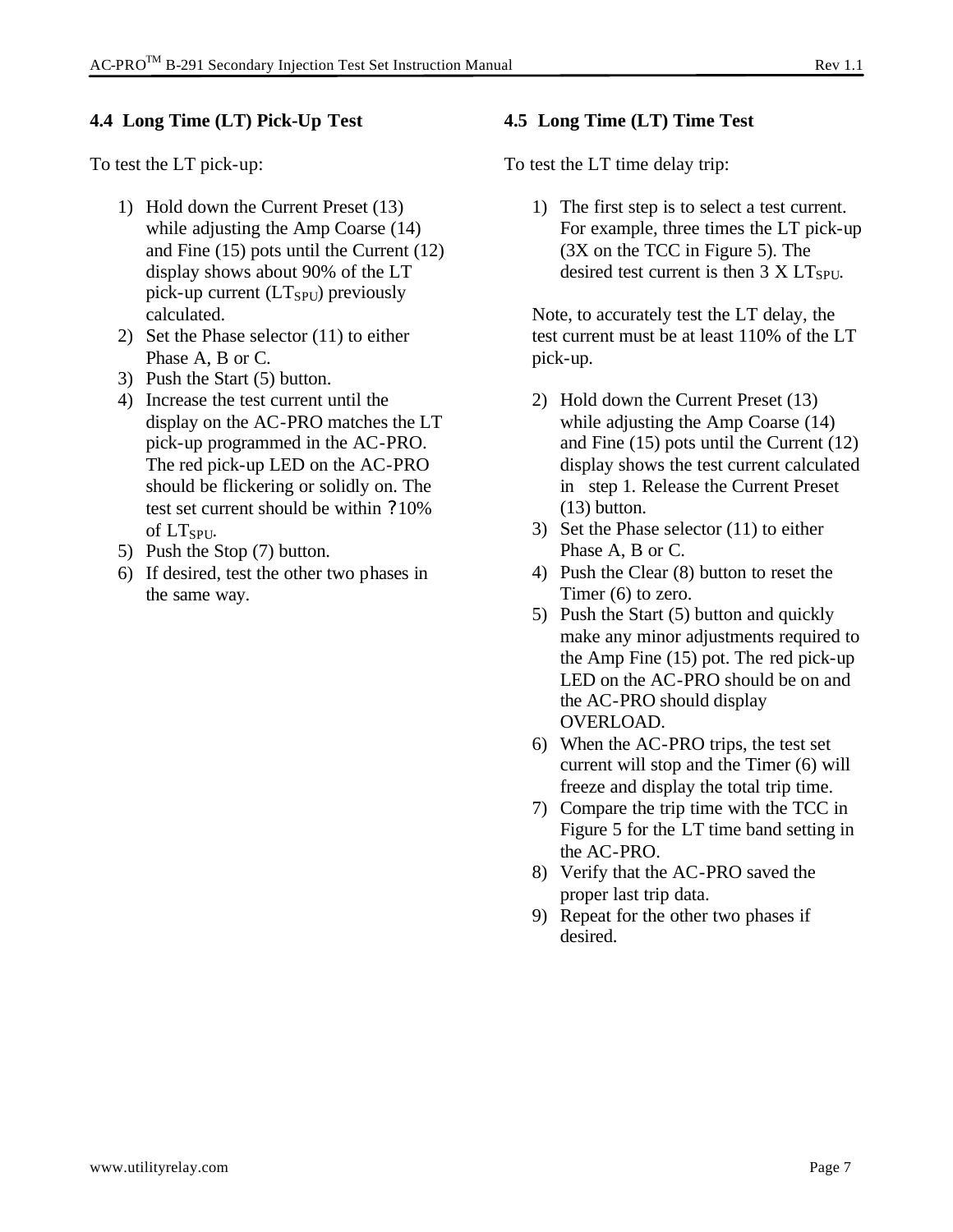## 4.4 Long Time (LT) Pick-Up Test

To test the LT pick-up:

1) Hold down the Current Preset (13) while adjusting the Amp Coarse (14) and Fine (15) pots until the Current (12) display shows about 90% of the LT pick-up current ($LT_{SPU}$) previously calculated.
2) Set the Phase selector (11) to either Phase A, B or C.
3) Push the Start (5) button.
4) Increase the test current until the display on the AC-PRO matches the LT pick-up programmed in the AC-PRO. The red pick-up LED on the AC-PRO should be flickering or solidly on. The test set current should be within ?10% of $LT_{SPU}$.
5) Push the Stop (7) button.
6) If desired, test the other two phases in the same way.

## 4.5 Long Time (LT) Time Test

To test the LT time delay trip:

1) The first step is to select a test current. For example, three times the LT pick-up (3X on the TCC in Figure 5). The desired test current is then 3 X $LT_{SPU}$.

   Note, to accurately test the LT delay, the test current must be at least 110% of the LT pick-up.

2) Hold down the Current Preset (13) while adjusting the Amp Coarse (14) and Fine (15) pots until the Current (12) display shows the test current calculated in step 1. Release the Current Preset (13) button.
3) Set the Phase selector (11) to either Phase A, B or C.
4) Push the Clear (8) button to reset the Timer (6) to zero.
5) Push the Start (5) button and quickly make any minor adjustments required to the Amp Fine (15) pot. The red pick-up LED on the AC-PRO should be on and the AC-PRO should display OVERLOAD.
6) When the AC-PRO trips, the test set current will stop and the Timer (6) will freeze and display the total trip time.
7) Compare the trip time with the TCC in Figure 5 for the LT time band setting in the AC-PRO.
8) Verify that the AC-PRO saved the proper last trip data.
9) Repeat for the other two phases if desired.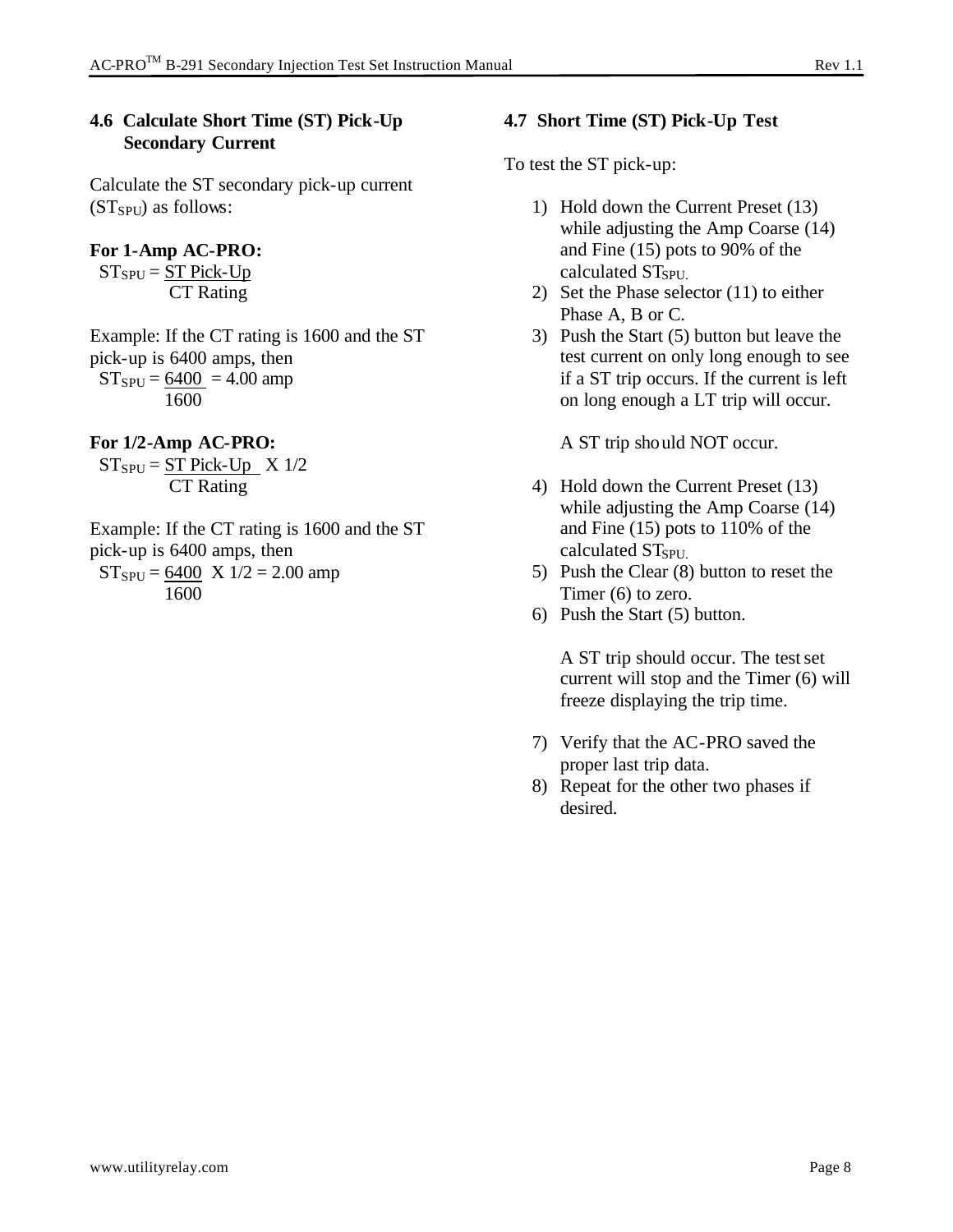## 4.6 Calculate Short Time (ST) Pick-Up Secondary Current

Calculate the ST secondary pick-up current ($ST_{SPU}$) as follows:

**For 1-Amp AC-PRO:**

$$ST_{SPU} = \frac{\text{ST Pick-Up}}{\text{CT Rating}}$$

Example: If the CT rating is 1600 and the ST pick-up is 6400 amps, then

$$ST_{SPU} = \frac{6400}{1600} = 4.00 \text{ amp}$$

**For 1/2-Amp AC-PRO:**

$$ST_{SPU} = \frac{\text{ST Pick-Up}}{\text{CT Rating}} \times 1/2$$

Example: If the CT rating is 1600 and the ST pick-up is 6400 amps, then

$$ST_{SPU} = \frac{6400}{1600} \times 1/2 = 2.00 \text{ amp}$$

## 4.7 Short Time (ST) Pick-Up Test

To test the ST pick-up:

1) Hold down the Current Preset (13) while adjusting the Amp Coarse (14) and Fine (15) pots to 90% of the calculated $ST_{SPU}$.
2) Set the Phase selector (11) to either Phase A, B or C.
3) Push the Start (5) button but leave the test current on only long enough to see if a ST trip occurs. If the current is left on long enough a LT trip will occur.

   A ST trip should NOT occur.

4) Hold down the Current Preset (13) while adjusting the Amp Coarse (14) and Fine (15) pots to 110% of the calculated $ST_{SPU}$.
5) Push the Clear (8) button to reset the Timer (6) to zero.
6) Push the Start (5) button.

   A ST trip should occur. The test set current will stop and the Timer (6) will freeze displaying the trip time.

7) Verify that the AC-PRO saved the proper last trip data.
8) Repeat for the other two phases if desired.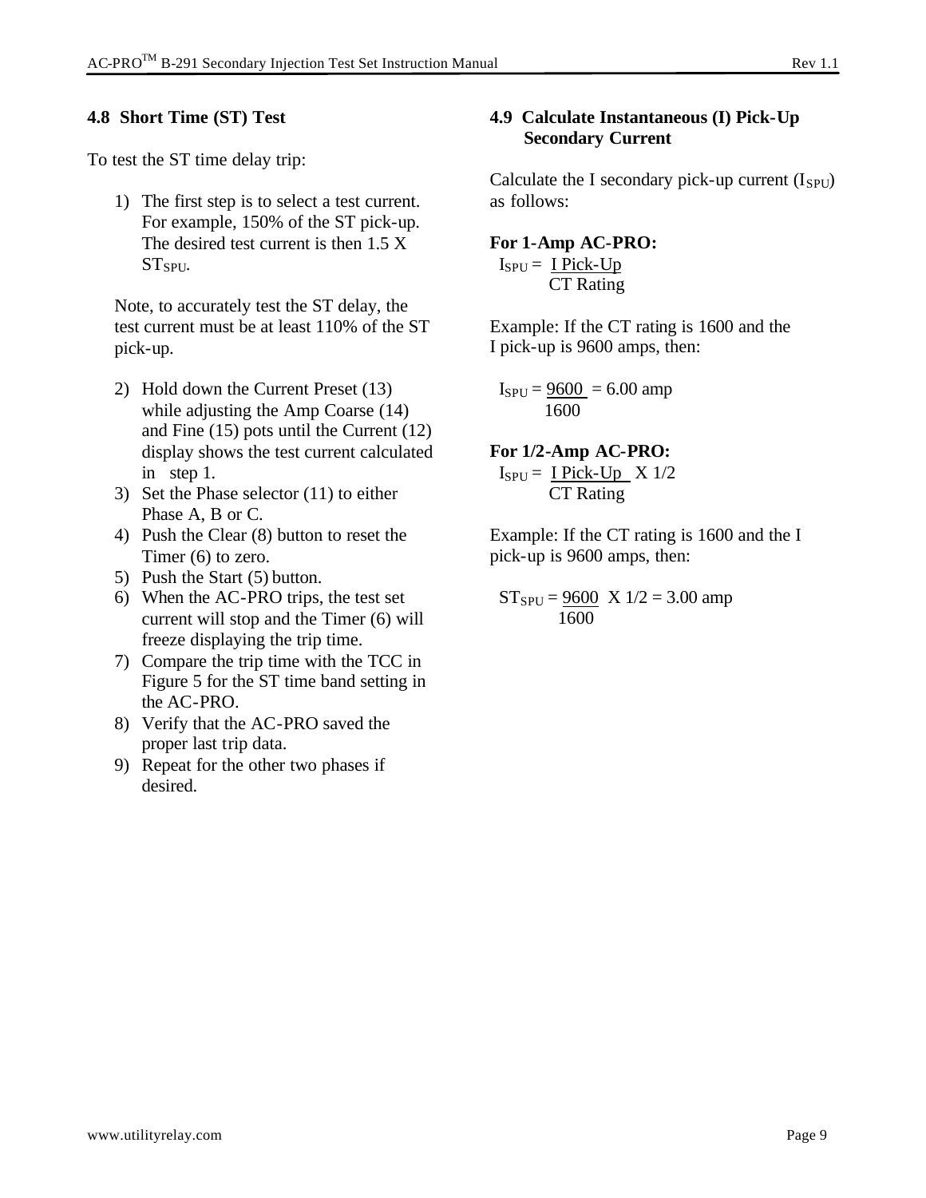### 4.8 Short Time (ST) Test

To test the ST time delay trip:

1) The first step is to select a test current. For example, 150% of the ST pick-up. The desired test current is then 1.5 X $ST_{SPU}$.

   Note, to accurately test the ST delay, the test current must be at least 110% of the ST pick-up.

2) Hold down the Current Preset (13) while adjusting the Amp Coarse (14) and Fine (15) pots until the Current (12) display shows the test current calculated in step 1.
3) Set the Phase selector (11) to either Phase A, B or C.
4) Push the Clear (8) button to reset the Timer (6) to zero.
5) Push the Start (5) button.
6) When the AC-PRO trips, the test set current will stop and the Timer (6) will freeze displaying the trip time.
7) Compare the trip time with the TCC in Figure 5 for the ST time band setting in the AC-PRO.
8) Verify that the AC-PRO saved the proper last trip data.
9) Repeat for the other two phases if desired.

### 4.9 Calculate Instantaneous (I) Pick-Up Secondary Current

Calculate the I secondary pick-up current ($I_{SPU}$) as follows:

**For 1-Amp AC-PRO:**

$$I_{SPU} = \frac{\text{I Pick-Up}}{\text{CT Rating}}$$

Example: If the CT rating is 1600 and the I pick-up is 9600 amps, then:

$$I_{SPU} = \frac{9600}{1600} = 6.00 \text{ amp}$$

**For 1/2-Amp AC-PRO:**

$$I_{SPU} = \frac{\text{I Pick-Up}}{\text{CT Rating}} \text{ X } 1/2$$

Example: If the CT rating is 1600 and the I pick-up is 9600 amps, then:

$$ST_{SPU} = \frac{9600}{1600} \text{ X } 1/2 = 3.00 \text{ amp}$$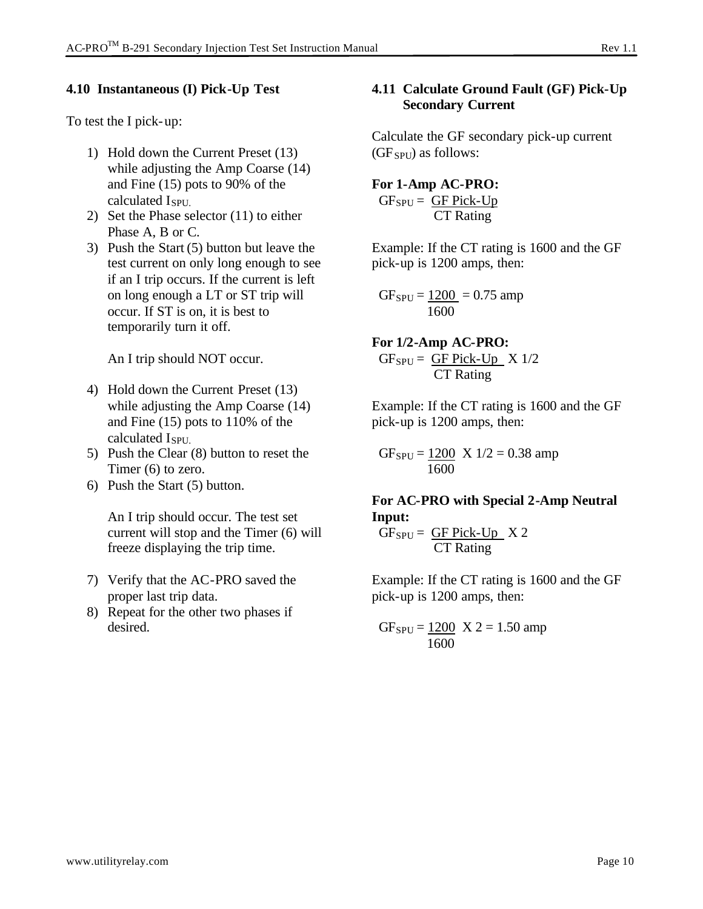## 4.10 Instantaneous (I) Pick-Up Test

To test the I pick-up:

1) Hold down the Current Preset (13) while adjusting the Amp Coarse (14) and Fine (15) pots to 90% of the calculated $I_{SPU}$.
2) Set the Phase selector (11) to either Phase A, B or C.
3) Push the Start (5) button but leave the test current on only long enough to see if an I trip occurs. If the current is left on long enough a LT or ST trip will occur. If ST is on, it is best to temporarily turn it off.

   An I trip should NOT occur.

4) Hold down the Current Preset (13) while adjusting the Amp Coarse (14) and Fine (15) pots to 110% of the calculated $I_{SPU}$.
5) Push the Clear (8) button to reset the Timer (6) to zero.
6) Push the Start (5) button.

   An I trip should occur. The test set current will stop and the Timer (6) will freeze displaying the trip time.

7) Verify that the AC-PRO saved the proper last trip data.
8) Repeat for the other two phases if desired.

## 4.11 Calculate Ground Fault (GF) Pick-Up Secondary Current

Calculate the GF secondary pick-up current ($GF_{SPU}$) as follows:

**For 1-Amp AC-PRO:**

$$GF_{SPU} = \frac{\text{GF Pick-Up}}{\text{CT Rating}}$$

Example: If the CT rating is 1600 and the GF pick-up is 1200 amps, then:

$$GF_{SPU} = \frac{1200}{1600} = 0.75 \text{ amp}$$

**For 1/2-Amp AC-PRO:**

$$GF_{SPU} = \frac{\text{GF Pick-Up}}{\text{CT Rating}} \text{ X } 1/2$$

Example: If the CT rating is 1600 and the GF pick-up is 1200 amps, then:

$$GF_{SPU} = \frac{1200}{1600} \text{ X } 1/2 = 0.38 \text{ amp}$$

**For AC-PRO with Special 2-Amp Neutral Input:**

$$GF_{SPU} = \frac{\text{GF Pick-Up}}{\text{CT Rating}} \text{ X } 2$$

Example: If the CT rating is 1600 and the GF pick-up is 1200 amps, then:

$$GF_{SPU} = \frac{1200}{1600} \text{ X } 2 = 1.50 \text{ amp}$$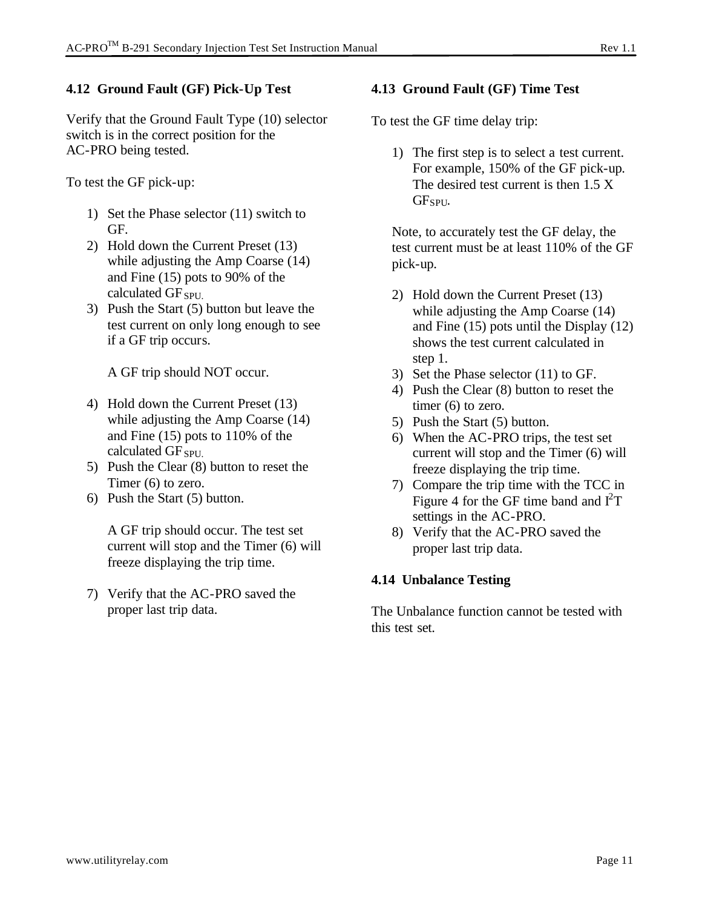## 4.12 Ground Fault (GF) Pick-Up Test

Verify that the Ground Fault Type (10) selector switch is in the correct position for the AC-PRO being tested.

To test the GF pick-up:

1) Set the Phase selector (11) switch to GF.
2) Hold down the Current Preset (13) while adjusting the Amp Coarse (14) and Fine (15) pots to 90% of the calculated $GF_{SPU}$.
3) Push the Start (5) button but leave the test current on only long enough to see if a GF trip occurs.

   A GF trip should NOT occur.

4) Hold down the Current Preset (13) while adjusting the Amp Coarse (14) and Fine (15) pots to 110% of the calculated $GF_{SPU}$.
5) Push the Clear (8) button to reset the Timer (6) to zero.
6) Push the Start (5) button.

   A GF trip should occur. The test set current will stop and the Timer (6) will freeze displaying the trip time.

7) Verify that the AC-PRO saved the proper last trip data.

## 4.13 Ground Fault (GF) Time Test

To test the GF time delay trip:

1) The first step is to select a test current. For example, 150% of the GF pick-up. The desired test current is then 1.5 X $GF_{SPU}$.

   Note, to accurately test the GF delay, the test current must be at least 110% of the GF pick-up.

2) Hold down the Current Preset (13) while adjusting the Amp Coarse (14) and Fine (15) pots until the Display (12) shows the test current calculated in step 1.
3) Set the Phase selector (11) to GF.
4) Push the Clear (8) button to reset the timer (6) to zero.
5) Push the Start (5) button.
6) When the AC-PRO trips, the test set current will stop and the Timer (6) will freeze displaying the trip time.
7) Compare the trip time with the TCC in Figure 4 for the GF time band and $I^2T$ settings in the AC-PRO.
8) Verify that the AC-PRO saved the proper last trip data.

## 4.14 Unbalance Testing

The Unbalance function cannot be tested with this test set.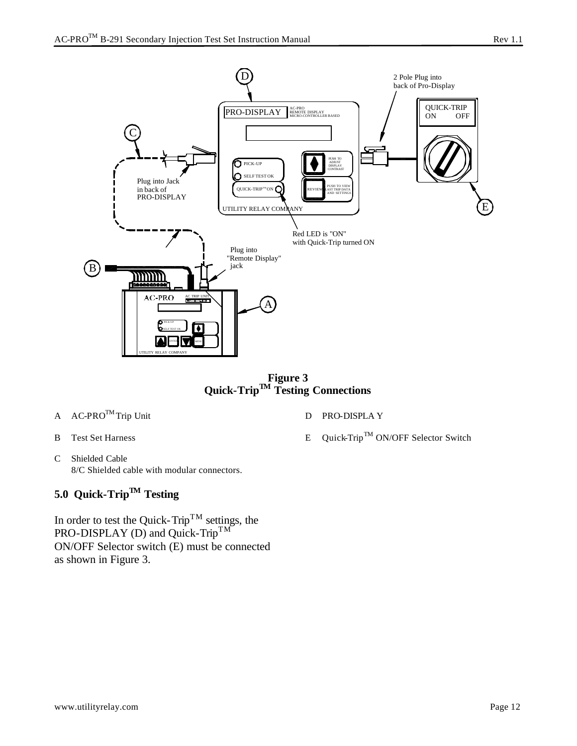**Figure 3**
**Quick-Trip™ Testing Connections**

A AC-PRO™ Trip Unit

B Test Set Harness

C Shielded Cable
8/C Shielded cable with modular connectors.

D PRO-DISPLAY

E Quick-Trip™ ON/OFF Selector Switch

## 5.0 Quick-Trip™ Testing

In order to test the Quick-Trip™ settings, the PRO-DISPLAY (D) and Quick-Trip™ ON/OFF Selector switch (E) must be connected as shown in Figure 3.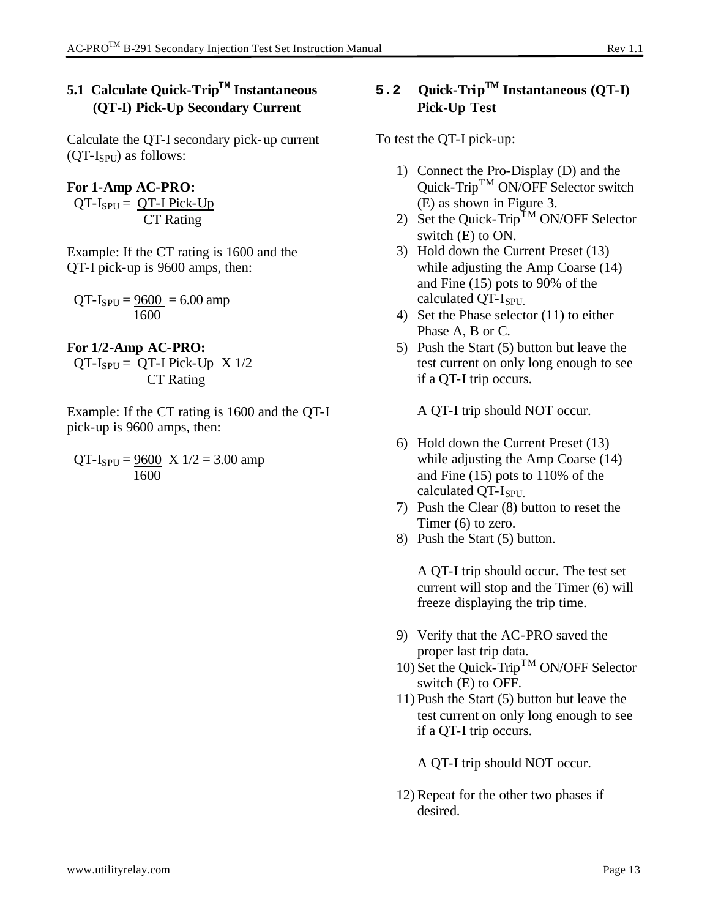## 5.1 Calculate Quick-Trip™ Instantaneous (QT-I) Pick-Up Secondary Current

Calculate the QT-I secondary pick-up current ($QT\text{-}I_{SPU}$) as follows:

**For 1-Amp AC-PRO:**

$$QT\text{-}I_{SPU} = \frac{\text{QT-I Pick-Up}}{\text{CT Rating}}$$

Example: If the CT rating is 1600 and the QT-I pick-up is 9600 amps, then:

$$QT\text{-}I_{SPU} = \frac{9600}{1600} = 6.00 \text{ amp}$$

**For 1/2-Amp AC-PRO:**

$$QT\text{-}I_{SPU} = \frac{\text{QT-I Pick-Up}}{\text{CT Rating}} \times 1/2$$

Example: If the CT rating is 1600 and the QT-I pick-up is 9600 amps, then:

$$QT\text{-}I_{SPU} = \frac{9600}{1600} \times 1/2 = 3.00 \text{ amp}$$

## 5.2 Quick-Trip™ Instantaneous (QT-I) Pick-Up Test

To test the QT-I pick-up:

1) Connect the Pro-Display (D) and the Quick-Trip™ ON/OFF Selector switch (E) as shown in Figure 3.
2) Set the Quick-Trip™ ON/OFF Selector switch (E) to ON.
3) Hold down the Current Preset (13) while adjusting the Amp Coarse (14) and Fine (15) pots to 90% of the calculated $QT\text{-}I_{SPU}$.
4) Set the Phase selector (11) to either Phase A, B or C.
5) Push the Start (5) button but leave the test current on only long enough to see if a QT-I trip occurs.

   A QT-I trip should NOT occur.

6) Hold down the Current Preset (13) while adjusting the Amp Coarse (14) and Fine (15) pots to 110% of the calculated $QT\text{-}I_{SPU}$.
7) Push the Clear (8) button to reset the Timer (6) to zero.
8) Push the Start (5) button.

   A QT-I trip should occur. The test set current will stop and the Timer (6) will freeze displaying the trip time.

9) Verify that the AC-PRO saved the proper last trip data.
10) Set the Quick-Trip™ ON/OFF Selector switch (E) to OFF.
11) Push the Start (5) button but leave the test current on only long enough to see if a QT-I trip occurs.

    A QT-I trip should NOT occur.

12) Repeat for the other two phases if desired.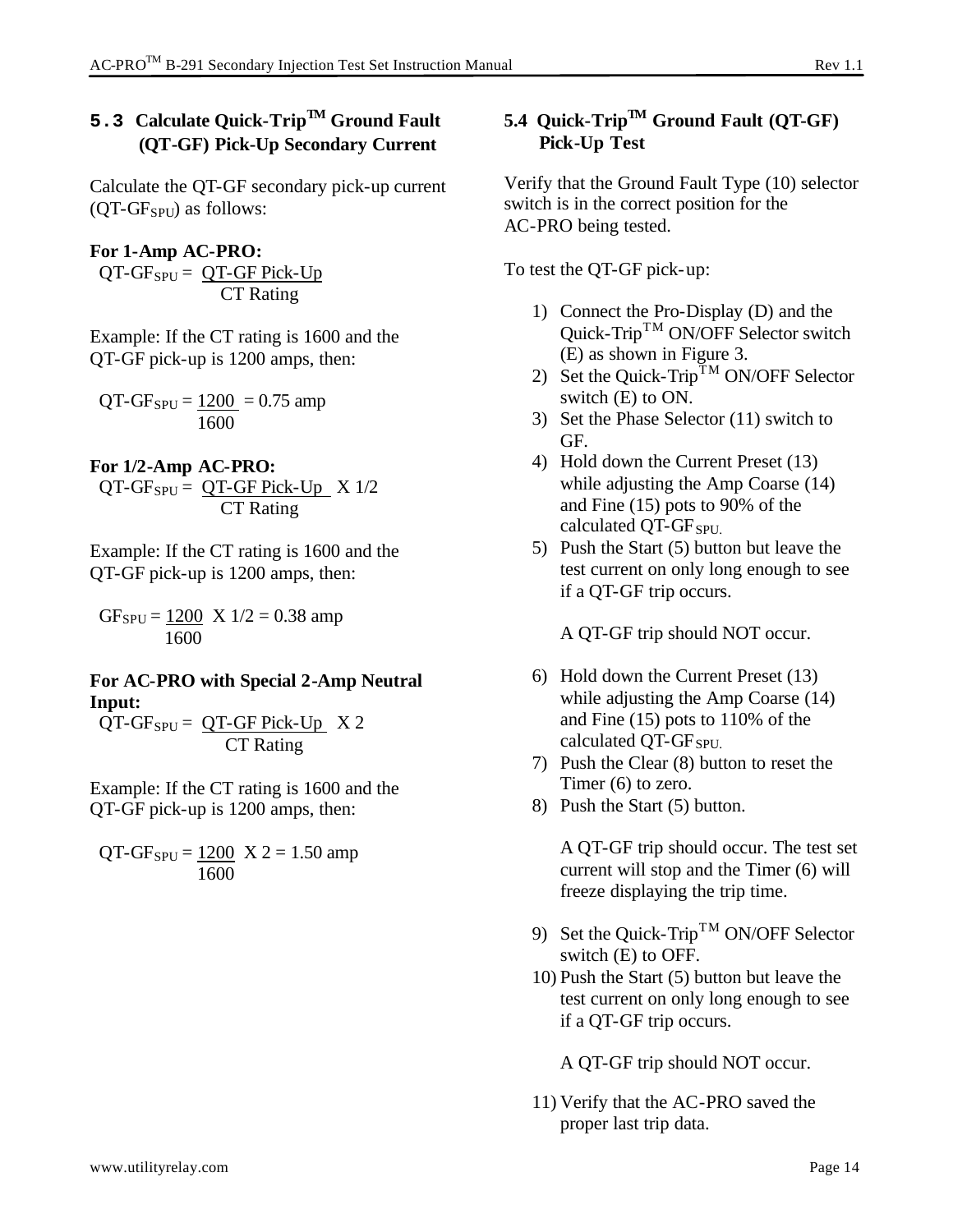## 5.3 Calculate Quick-Trip™ Ground Fault (QT-GF) Pick-Up Secondary Current

Calculate the QT-GF secondary pick-up current ($QT\text{-}GF_{SPU}$) as follows:

**For 1-Amp AC-PRO:**

$$QT\text{-}GF_{SPU} = \frac{\text{QT-GF Pick-Up}}{\text{CT Rating}}$$

Example: If the CT rating is 1600 and the QT-GF pick-up is 1200 amps, then:

$$QT\text{-}GF_{SPU} = \frac{1200}{1600} = 0.75 \text{ amp}$$

**For 1/2-Amp AC-PRO:**

$$QT\text{-}GF_{SPU} = \frac{\text{QT-GF Pick-Up}}{\text{CT Rating}} \text{ X } 1/2$$

Example: If the CT rating is 1600 and the QT-GF pick-up is 1200 amps, then:

$$GF_{SPU} = \frac{1200}{1600} \text{ X } 1/2 = 0.38 \text{ amp}$$

**For AC-PRO with Special 2-Amp Neutral Input:**

$$QT\text{-}GF_{SPU} = \frac{\text{QT-GF Pick-Up}}{\text{CT Rating}} \text{ X } 2$$

Example: If the CT rating is 1600 and the QT-GF pick-up is 1200 amps, then:

$$QT\text{-}GF_{SPU} = \frac{1200}{1600} \text{ X } 2 = 1.50 \text{ amp}$$

## 5.4 Quick-Trip™ Ground Fault (QT-GF) Pick-Up Test

Verify that the Ground Fault Type (10) selector switch is in the correct position for the AC-PRO being tested.

To test the QT-GF pick-up:

1) Connect the Pro-Display (D) and the Quick-Trip™ ON/OFF Selector switch (E) as shown in Figure 3.
2) Set the Quick-Trip™ ON/OFF Selector switch (E) to ON.
3) Set the Phase Selector (11) switch to GF.
4) Hold down the Current Preset (13) while adjusting the Amp Coarse (14) and Fine (15) pots to 90% of the calculated $QT\text{-}GF_{SPU}$.
5) Push the Start (5) button but leave the test current on only long enough to see if a QT-GF trip occurs.

   A QT-GF trip should NOT occur.

6) Hold down the Current Preset (13) while adjusting the Amp Coarse (14) and Fine (15) pots to 110% of the calculated $QT\text{-}GF_{SPU}$.
7) Push the Clear (8) button to reset the Timer (6) to zero.
8) Push the Start (5) button.

   A QT-GF trip should occur. The test set current will stop and the Timer (6) will freeze displaying the trip time.

9) Set the Quick-Trip™ ON/OFF Selector switch (E) to OFF.
10) Push the Start (5) button but leave the test current on only long enough to see if a QT-GF trip occurs.

    A QT-GF trip should NOT occur.

11) Verify that the AC-PRO saved the proper last trip data.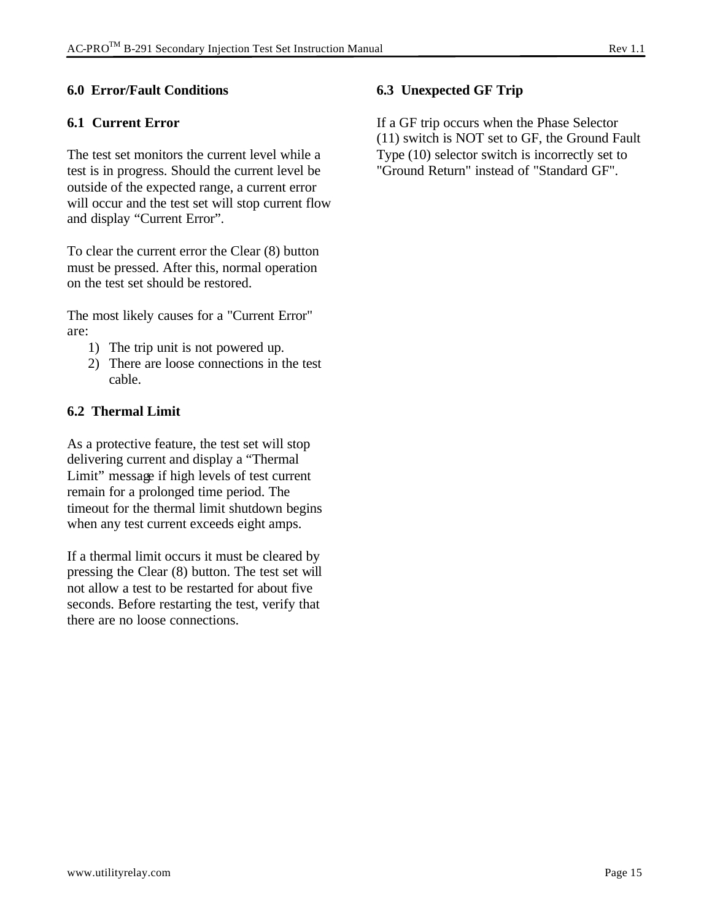## 6.0 Error/Fault Conditions

### 6.1 Current Error

The test set monitors the current level while a test is in progress. Should the current level be outside of the expected range, a current error will occur and the test set will stop current flow and display “Current Error”.

To clear the current error the Clear (8) button must be pressed. After this, normal operation on the test set should be restored.

The most likely causes for a "Current Error" are:

1) The trip unit is not powered up.
2) There are loose connections in the test cable.

### 6.2 Thermal Limit

As a protective feature, the test set will stop delivering current and display a “Thermal Limit” message if high levels of test current remain for a prolonged time period. The timeout for the thermal limit shutdown begins when any test current exceeds eight amps.

If a thermal limit occurs it must be cleared by pressing the Clear (8) button. The test set will not allow a test to be restarted for about five seconds. Before restarting the test, verify that there are no loose connections.

### 6.3 Unexpected GF Trip

If a GF trip occurs when the Phase Selector (11) switch is NOT set to GF, the Ground Fault Type (10) selector switch is incorrectly set to "Ground Return" instead of "Standard GF".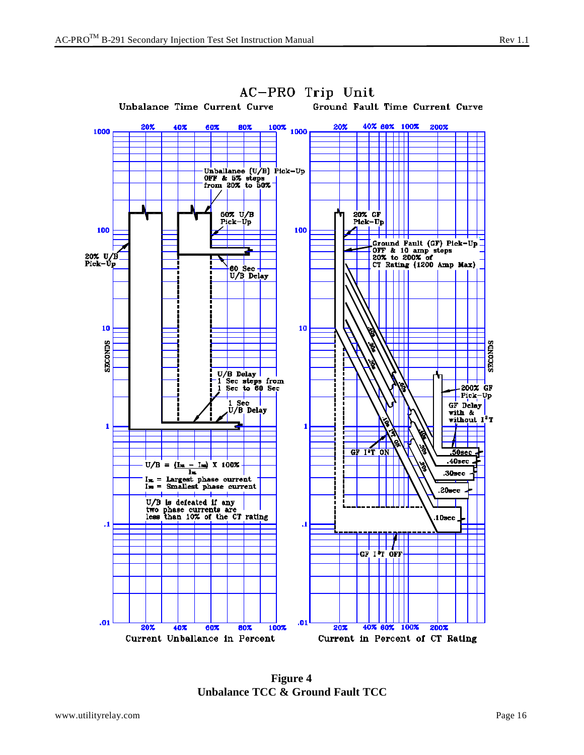## AC-PRO Trip Unit

**Unbalance Time Current Curve**

Unballance (U/B) Pick-Up OFF & 5% steps from 20% to 50%

50% U/B Pick-Up

20% U/B Pick-Up

60 Sec U/B Delay

U/B Delay 1 Sec steps from 1 Sec to 60 Sec

1 Sec U/B Delay

$U/B = \frac{(I_{lg} - I_{sm})}{I_{lg}} \times 100\%$

$I_{lg}$ = Largest phase current
$I_{sm}$ = Smallest phase current

U/B is defeated if any two phase currents are less than 10% of the CT rating

Current Unballance in Percent

**Ground Fault Time Current Curve**

20% GF Pick-Up

Ground Fault (GF) Pick-Up OFF & 10 amp steps 20% to 200% of CT Rating (1200 Amp Max)

200% GF Pick-Up

GF Delay with & without $I^2T$

GF $I^2T$ ON

GF $I^2T$ OFF

.50sec, .40sec, .30sec, .20sec, .10sec

Current in Percent of CT Rating

**Figure 4**
**Unbalance TCC & Ground Fault TCC**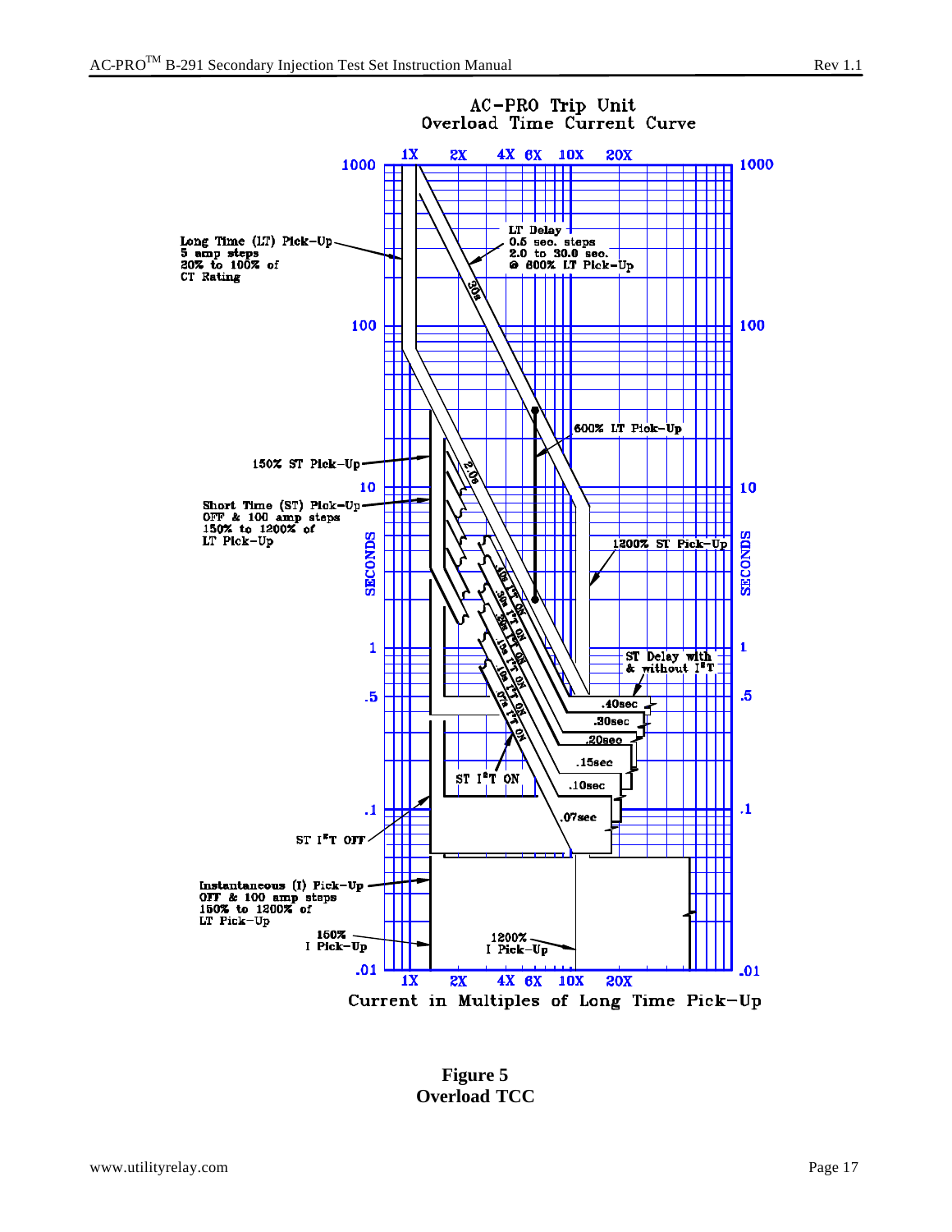AC-PRO Trip Unit
Overload Time Current Curve

Long Time (LT) Pick-Up
5 amp steps
20% to 100% of
CT Rating

LT Delay
0.5 sec. steps
2.0 to 30.0 sec.
@ 600% LT Pick-Up

600% LT Pick-Up

150% ST Pick-Up

Short Time (ST) Pick-Up
OFF & 100 amp steps
150% to 1200% of
LT Pick-Up

1200% ST Pick-Up

ST Delay with
& without $I^2T$

.40sec
.30sec
.20sec
.15sec
.10sec
.07sec

.40s $I^2T$ ON
.30s $I^2T$ ON
.20s $I^2T$ ON
.15s $I^2T$ ON
.10s $I^2T$ ON
.07s $I^2T$ ON

ST $I^2T$ ON

ST $I^2T$ OFF

Instantaneous (I) Pick-Up
OFF & 100 amp steps
150% to 1200% of
LT Pick-Up

150%
I Pick-Up

1200%
I Pick-Up

SECONDS

Current in Multiples of Long Time Pick-Up

**Figure 5**
**Overload TCC**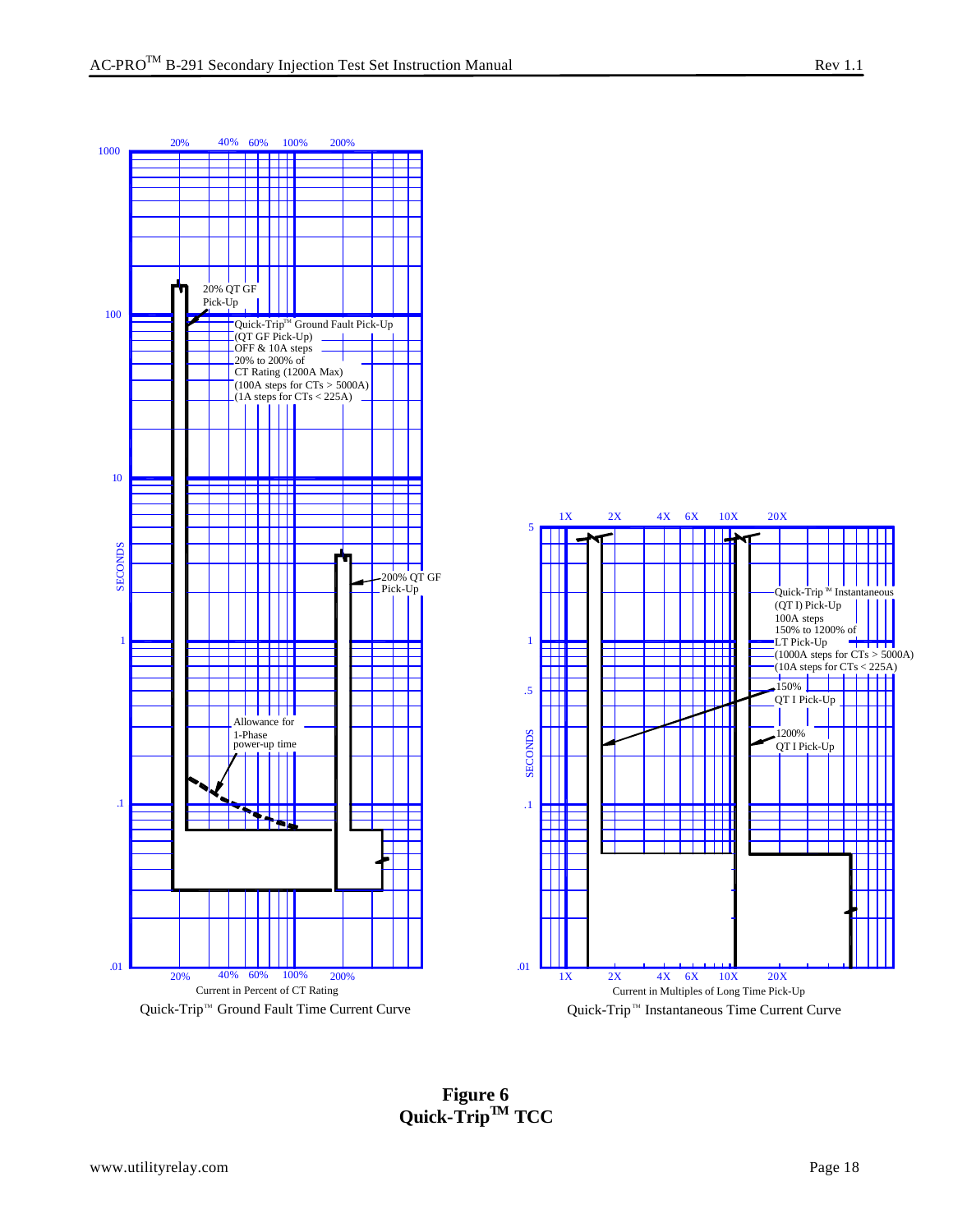20% 40% 60% 100% 200%

1000

100

10

1

.1

.01

SECONDS

20% QT GF
Pick-Up

Quick-Trip™ Ground Fault Pick-Up
(QT GF Pick-Up)
OFF & 10A steps
20% to 200% of
CT Rating (1200A Max)
(100A steps for CTs > 5000A)
(1A steps for CTs < 225A)

200% QT GF
Pick-Up

Allowance for
1-Phase
power-up time

20% 40% 60% 100% 200%

Current in Percent of CT Rating

Quick-Trip™ Ground Fault Time Current Curve

1X 2X 4X 6X 10X 20X

5

1

.5

.1

.01

SECONDS

Quick-Trip™ Instantaneous
(QT I) Pick-Up
100A steps
150% to 1200% of
LT Pick-Up
(1000A steps for CTs > 5000A)
(10A steps for CTs < 225A)

150%
QT I Pick-Up

1200%
QT I Pick-Up

1X 2X 4X 6X 10X 20X

Current in Multiples of Long Time Pick-Up

Quick-Trip™ Instantaneous Time Current Curve

**Figure 6**
**Quick-Trip™ TCC**